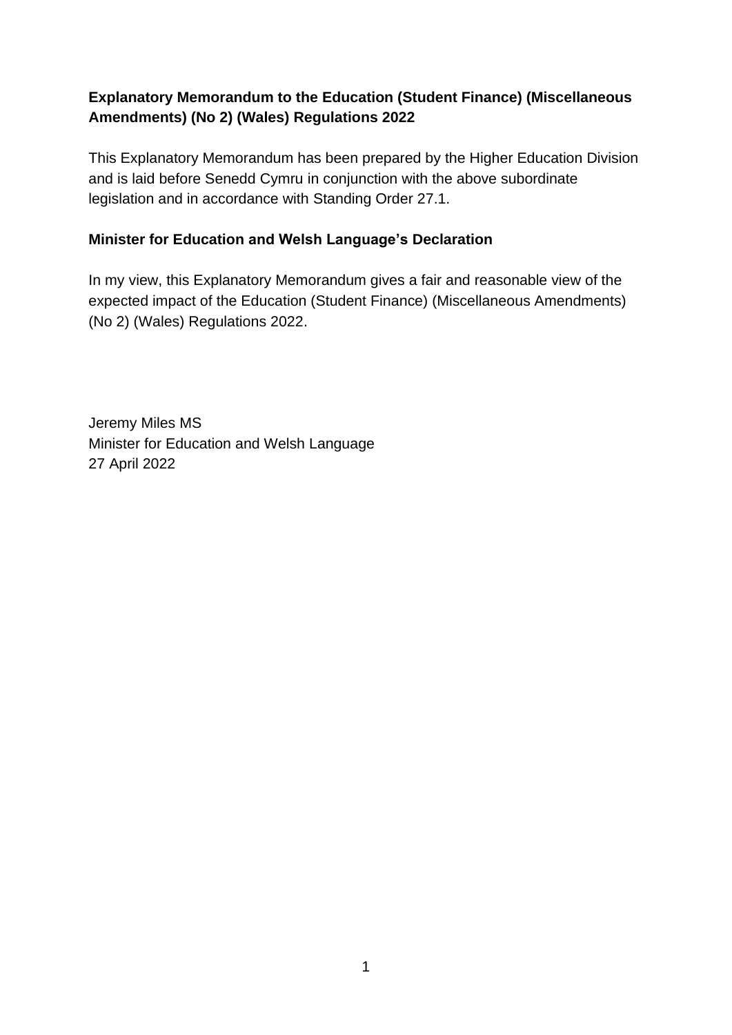**Explanatory Memorandum to the Education (Student Finance) (Miscellaneous Amendments) (No 2) (Wales) Regulations 2022**

This Explanatory Memorandum has been prepared by the Higher Education Division and is laid before Senedd Cymru in conjunction with the above subordinate legislation and in accordance with Standing Order 27.1.

**Minister for Education and Welsh Language's Declaration**

In my view, this Explanatory Memorandum gives a fair and reasonable view of the expected impact of the Education (Student Finance) (Miscellaneous Amendments) (No 2) (Wales) Regulations 2022.

Jeremy Miles MS
Minister for Education and Welsh Language
27 April 2022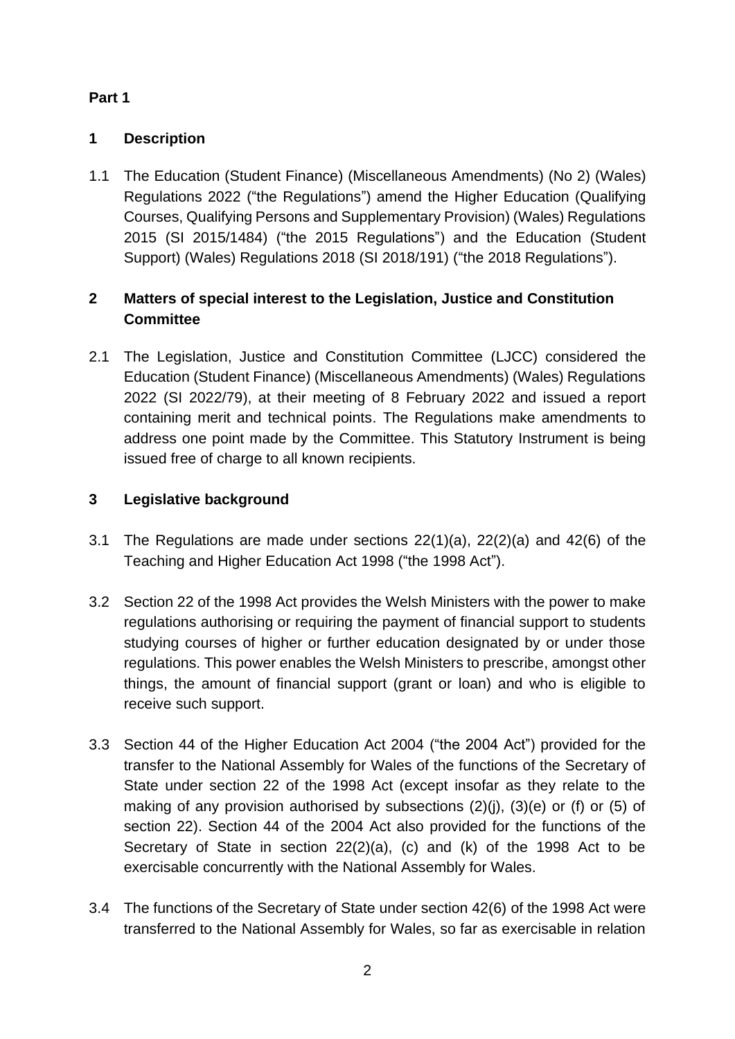**Part 1**

## 1 Description

1.1 The Education (Student Finance) (Miscellaneous Amendments) (No 2) (Wales) Regulations 2022 ("the Regulations") amend the Higher Education (Qualifying Courses, Qualifying Persons and Supplementary Provision) (Wales) Regulations 2015 (SI 2015/1484) ("the 2015 Regulations") and the Education (Student Support) (Wales) Regulations 2018 (SI 2018/191) ("the 2018 Regulations").

## 2 Matters of special interest to the Legislation, Justice and Constitution Committee

2.1 The Legislation, Justice and Constitution Committee (LJCC) considered the Education (Student Finance) (Miscellaneous Amendments) (Wales) Regulations 2022 (SI 2022/79), at their meeting of 8 February 2022 and issued a report containing merit and technical points. The Regulations make amendments to address one point made by the Committee. This Statutory Instrument is being issued free of charge to all known recipients.

## 3 Legislative background

3.1 The Regulations are made under sections 22(1)(a), 22(2)(a) and 42(6) of the Teaching and Higher Education Act 1998 ("the 1998 Act").

3.2 Section 22 of the 1998 Act provides the Welsh Ministers with the power to make regulations authorising or requiring the payment of financial support to students studying courses of higher or further education designated by or under those regulations. This power enables the Welsh Ministers to prescribe, amongst other things, the amount of financial support (grant or loan) and who is eligible to receive such support.

3.3 Section 44 of the Higher Education Act 2004 ("the 2004 Act") provided for the transfer to the National Assembly for Wales of the functions of the Secretary of State under section 22 of the 1998 Act (except insofar as they relate to the making of any provision authorised by subsections (2)(j), (3)(e) or (f) or (5) of section 22). Section 44 of the 2004 Act also provided for the functions of the Secretary of State in section 22(2)(a), (c) and (k) of the 1998 Act to be exercisable concurrently with the National Assembly for Wales.

3.4 The functions of the Secretary of State under section 42(6) of the 1998 Act were transferred to the National Assembly for Wales, so far as exercisable in relation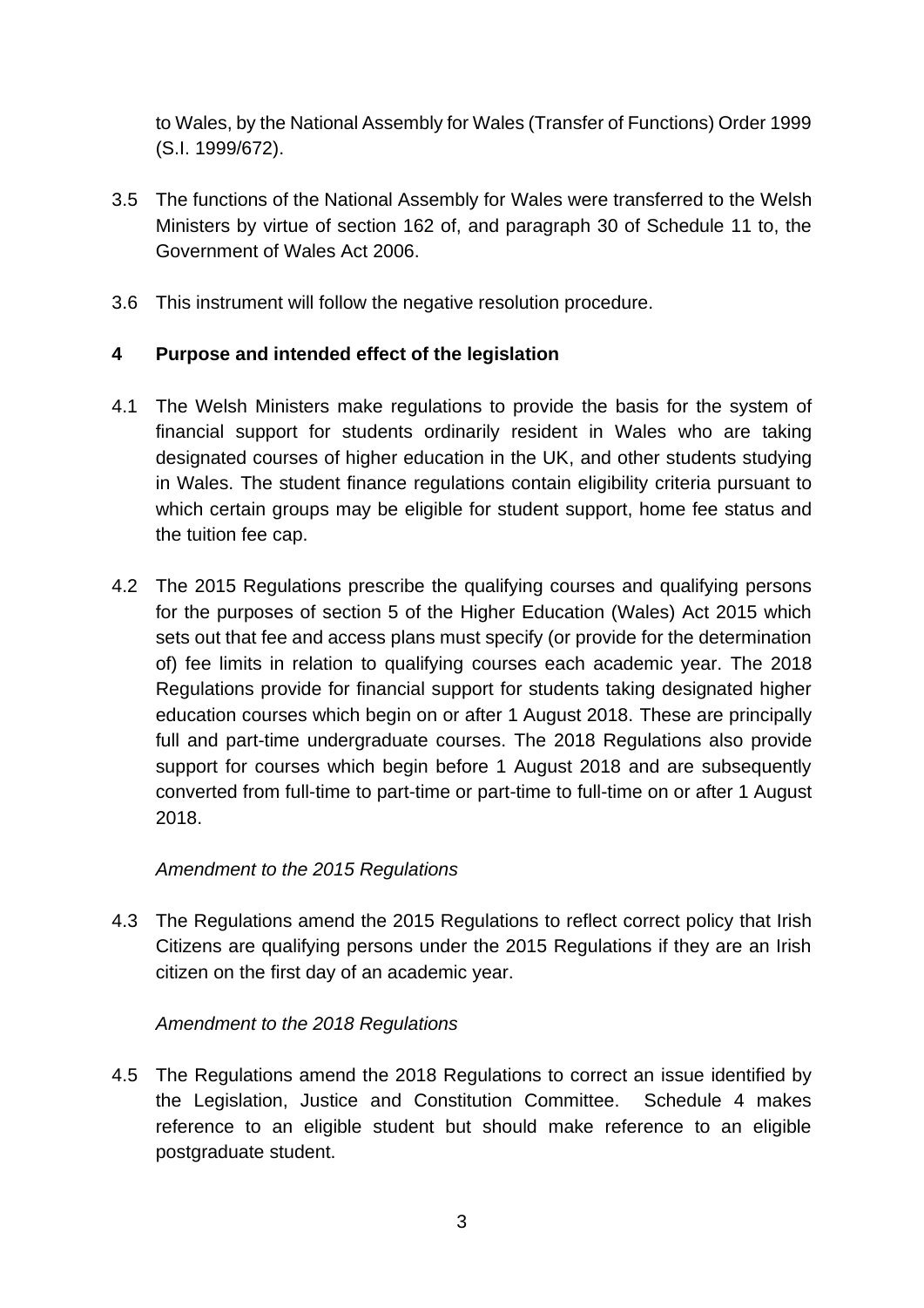to Wales, by the National Assembly for Wales (Transfer of Functions) Order 1999 (S.I. 1999/672).

3.5 The functions of the National Assembly for Wales were transferred to the Welsh Ministers by virtue of section 162 of, and paragraph 30 of Schedule 11 to, the Government of Wales Act 2006.

3.6 This instrument will follow the negative resolution procedure.

## 4 Purpose and intended effect of the legislation

4.1 The Welsh Ministers make regulations to provide the basis for the system of financial support for students ordinarily resident in Wales who are taking designated courses of higher education in the UK, and other students studying in Wales. The student finance regulations contain eligibility criteria pursuant to which certain groups may be eligible for student support, home fee status and the tuition fee cap.

4.2 The 2015 Regulations prescribe the qualifying courses and qualifying persons for the purposes of section 5 of the Higher Education (Wales) Act 2015 which sets out that fee and access plans must specify (or provide for the determination of) fee limits in relation to qualifying courses each academic year. The 2018 Regulations provide for financial support for students taking designated higher education courses which begin on or after 1 August 2018. These are principally full and part-time undergraduate courses. The 2018 Regulations also provide support for courses which begin before 1 August 2018 and are subsequently converted from full-time to part-time or part-time to full-time on or after 1 August 2018.

*Amendment to the 2015 Regulations*

4.3 The Regulations amend the 2015 Regulations to reflect correct policy that Irish Citizens are qualifying persons under the 2015 Regulations if they are an Irish citizen on the first day of an academic year.

*Amendment to the 2018 Regulations*

4.5 The Regulations amend the 2018 Regulations to correct an issue identified by the Legislation, Justice and Constitution Committee. Schedule 4 makes reference to an eligible student but should make reference to an eligible postgraduate student.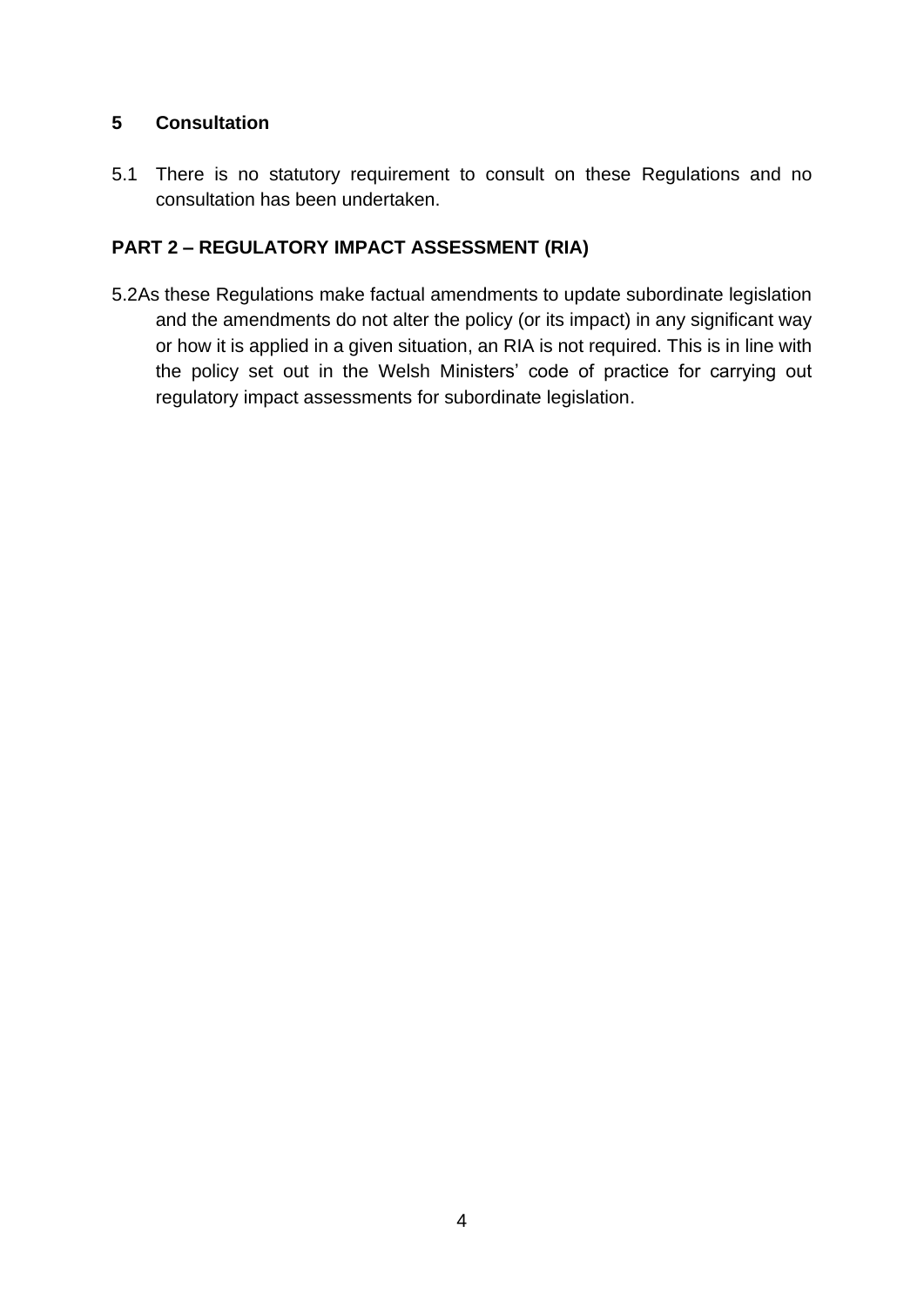## 5 Consultation

5.1 There is no statutory requirement to consult on these Regulations and no consultation has been undertaken.

## PART 2 – REGULATORY IMPACT ASSESSMENT (RIA)

5.2As these Regulations make factual amendments to update subordinate legislation and the amendments do not alter the policy (or its impact) in any significant way or how it is applied in a given situation, an RIA is not required. This is in line with the policy set out in the Welsh Ministers' code of practice for carrying out regulatory impact assessments for subordinate legislation.